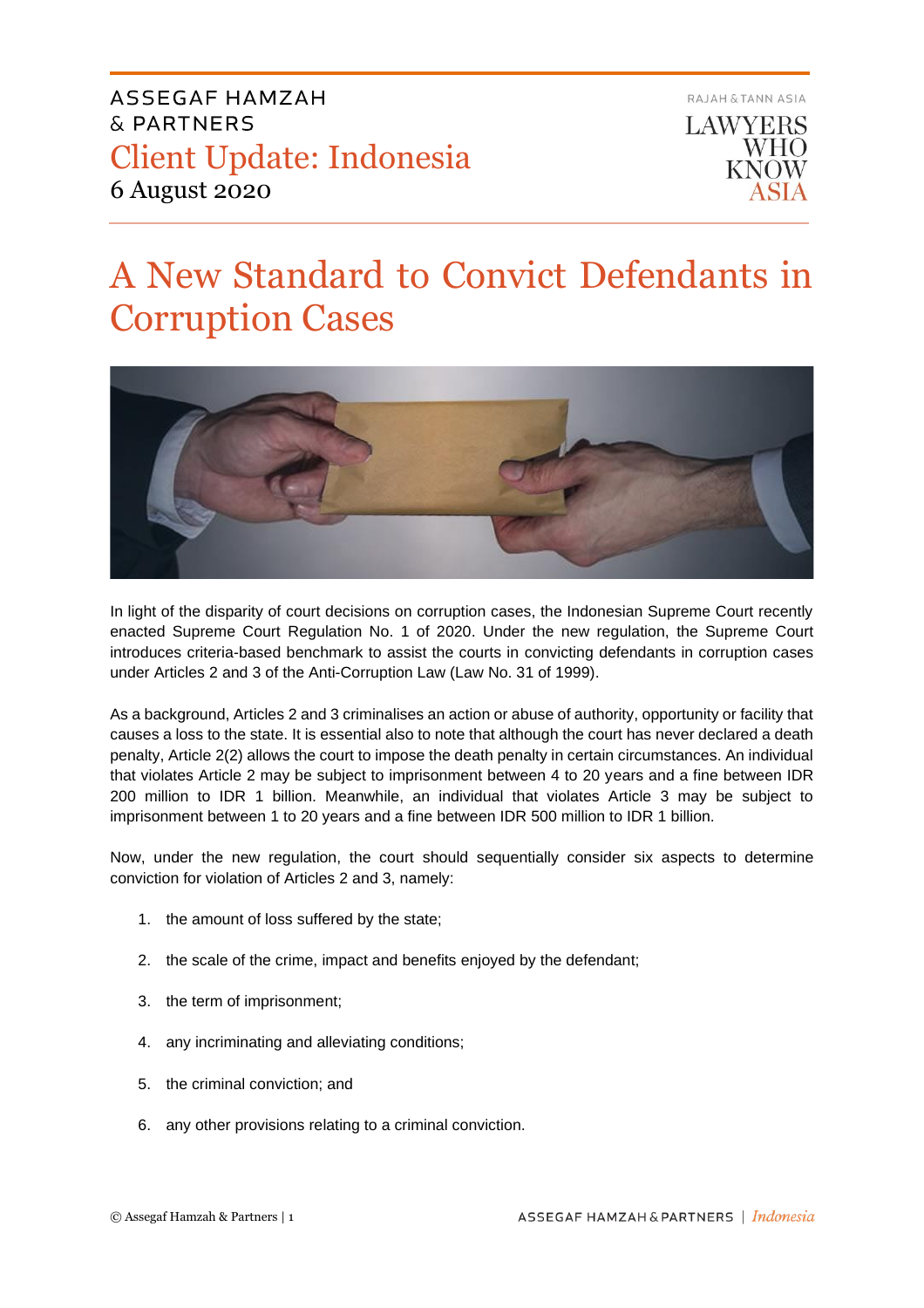ASSEGAF HAMZAH & PARTNERS

Client Update: Indonesia

6 August 2020

RAJAH & TANN ASIA

LAWYERS WHO KNOW ASIA

# A New Standard to Convict Defendants in Corruption Cases

In light of the disparity of court decisions on corruption cases, the Indonesian Supreme Court recently enacted Supreme Court Regulation No. 1 of 2020. Under the new regulation, the Supreme Court introduces criteria-based benchmark to assist the courts in convicting defendants in corruption cases under Articles 2 and 3 of the Anti-Corruption Law (Law No. 31 of 1999).

As a background, Articles 2 and 3 criminalises an action or abuse of authority, opportunity or facility that causes a loss to the state. It is essential also to note that although the court has never declared a death penalty, Article 2(2) allows the court to impose the death penalty in certain circumstances. An individual that violates Article 2 may be subject to imprisonment between 4 to 20 years and a fine between IDR 200 million to IDR 1 billion. Meanwhile, an individual that violates Article 3 may be subject to imprisonment between 1 to 20 years and a fine between IDR 500 million to IDR 1 billion.

Now, under the new regulation, the court should sequentially consider six aspects to determine conviction for violation of Articles 2 and 3, namely:

1. the amount of loss suffered by the state;
2. the scale of the crime, impact and benefits enjoyed by the defendant;
3. the term of imprisonment;
4. any incriminating and alleviating conditions;
5. the criminal conviction; and
6. any other provisions relating to a criminal conviction.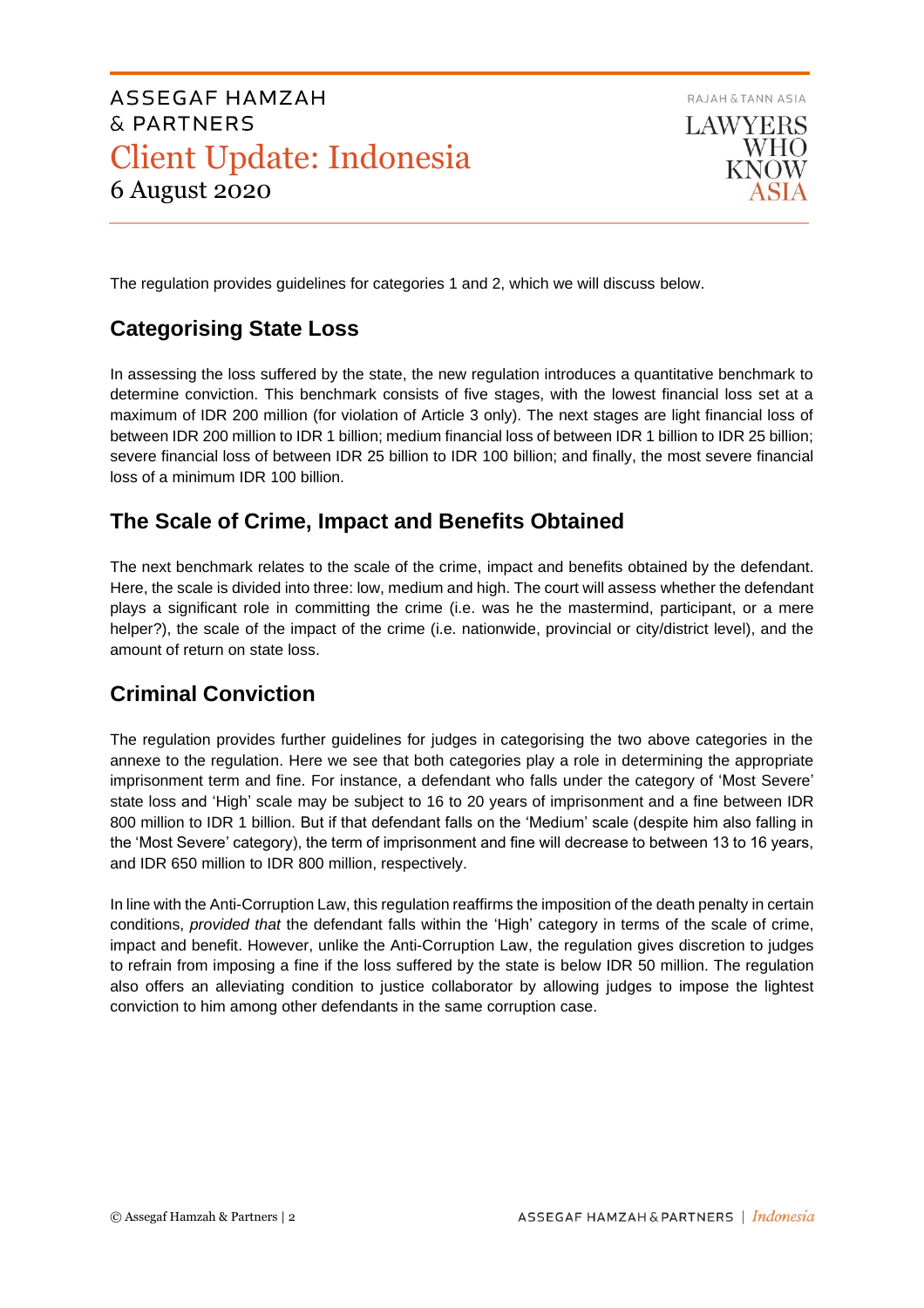The regulation provides guidelines for categories 1 and 2, which we will discuss below.

## Categorising State Loss

In assessing the loss suffered by the state, the new regulation introduces a quantitative benchmark to determine conviction. This benchmark consists of five stages, with the lowest financial loss set at a maximum of IDR 200 million (for violation of Article 3 only). The next stages are light financial loss of between IDR 200 million to IDR 1 billion; medium financial loss of between IDR 1 billion to IDR 25 billion; severe financial loss of between IDR 25 billion to IDR 100 billion; and finally, the most severe financial loss of a minimum IDR 100 billion.

## The Scale of Crime, Impact and Benefits Obtained

The next benchmark relates to the scale of the crime, impact and benefits obtained by the defendant. Here, the scale is divided into three: low, medium and high. The court will assess whether the defendant plays a significant role in committing the crime (i.e. was he the mastermind, participant, or a mere helper?), the scale of the impact of the crime (i.e. nationwide, provincial or city/district level), and the amount of return on state loss.

## Criminal Conviction

The regulation provides further guidelines for judges in categorising the two above categories in the annexe to the regulation. Here we see that both categories play a role in determining the appropriate imprisonment term and fine. For instance, a defendant who falls under the category of 'Most Severe' state loss and 'High' scale may be subject to 16 to 20 years of imprisonment and a fine between IDR 800 million to IDR 1 billion. But if that defendant falls on the 'Medium' scale (despite him also falling in the 'Most Severe' category), the term of imprisonment and fine will decrease to between 13 to 16 years, and IDR 650 million to IDR 800 million, respectively.

In line with the Anti-Corruption Law, this regulation reaffirms the imposition of the death penalty in certain conditions, *provided that* the defendant falls within the 'High' category in terms of the scale of crime, impact and benefit. However, unlike the Anti-Corruption Law, the regulation gives discretion to judges to refrain from imposing a fine if the loss suffered by the state is below IDR 50 million. The regulation also offers an alleviating condition to justice collaborator by allowing judges to impose the lightest conviction to him among other defendants in the same corruption case.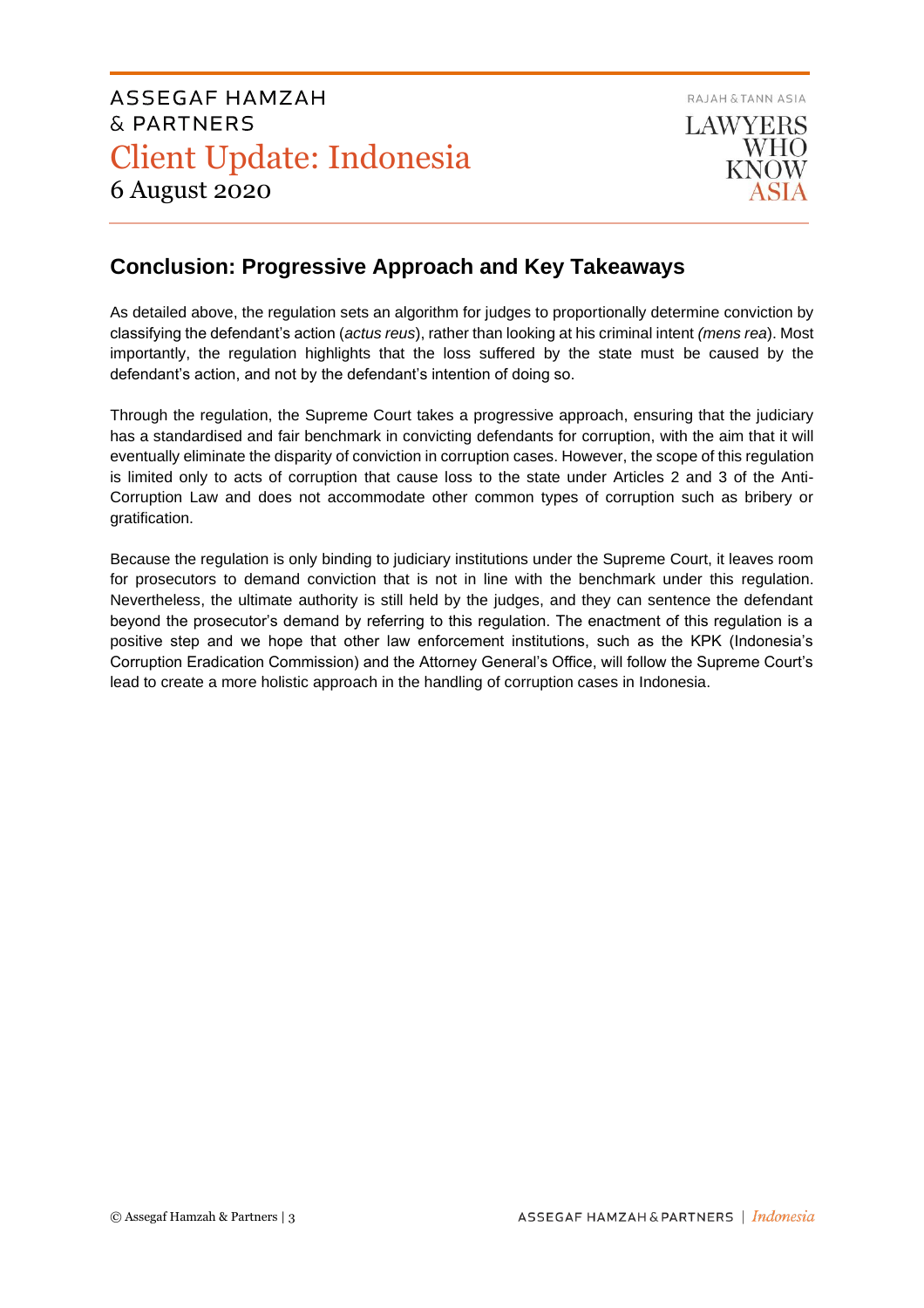## Conclusion: Progressive Approach and Key Takeaways

As detailed above, the regulation sets an algorithm for judges to proportionally determine conviction by classifying the defendant's action (*actus reus*), rather than looking at his criminal intent *(mens rea*). Most importantly, the regulation highlights that the loss suffered by the state must be caused by the defendant's action, and not by the defendant's intention of doing so.

Through the regulation, the Supreme Court takes a progressive approach, ensuring that the judiciary has a standardised and fair benchmark in convicting defendants for corruption, with the aim that it will eventually eliminate the disparity of conviction in corruption cases. However, the scope of this regulation is limited only to acts of corruption that cause loss to the state under Articles 2 and 3 of the Anti-Corruption Law and does not accommodate other common types of corruption such as bribery or gratification.

Because the regulation is only binding to judiciary institutions under the Supreme Court, it leaves room for prosecutors to demand conviction that is not in line with the benchmark under this regulation. Nevertheless, the ultimate authority is still held by the judges, and they can sentence the defendant beyond the prosecutor's demand by referring to this regulation. The enactment of this regulation is a positive step and we hope that other law enforcement institutions, such as the KPK (Indonesia's Corruption Eradication Commission) and the Attorney General's Office, will follow the Supreme Court's lead to create a more holistic approach in the handling of corruption cases in Indonesia.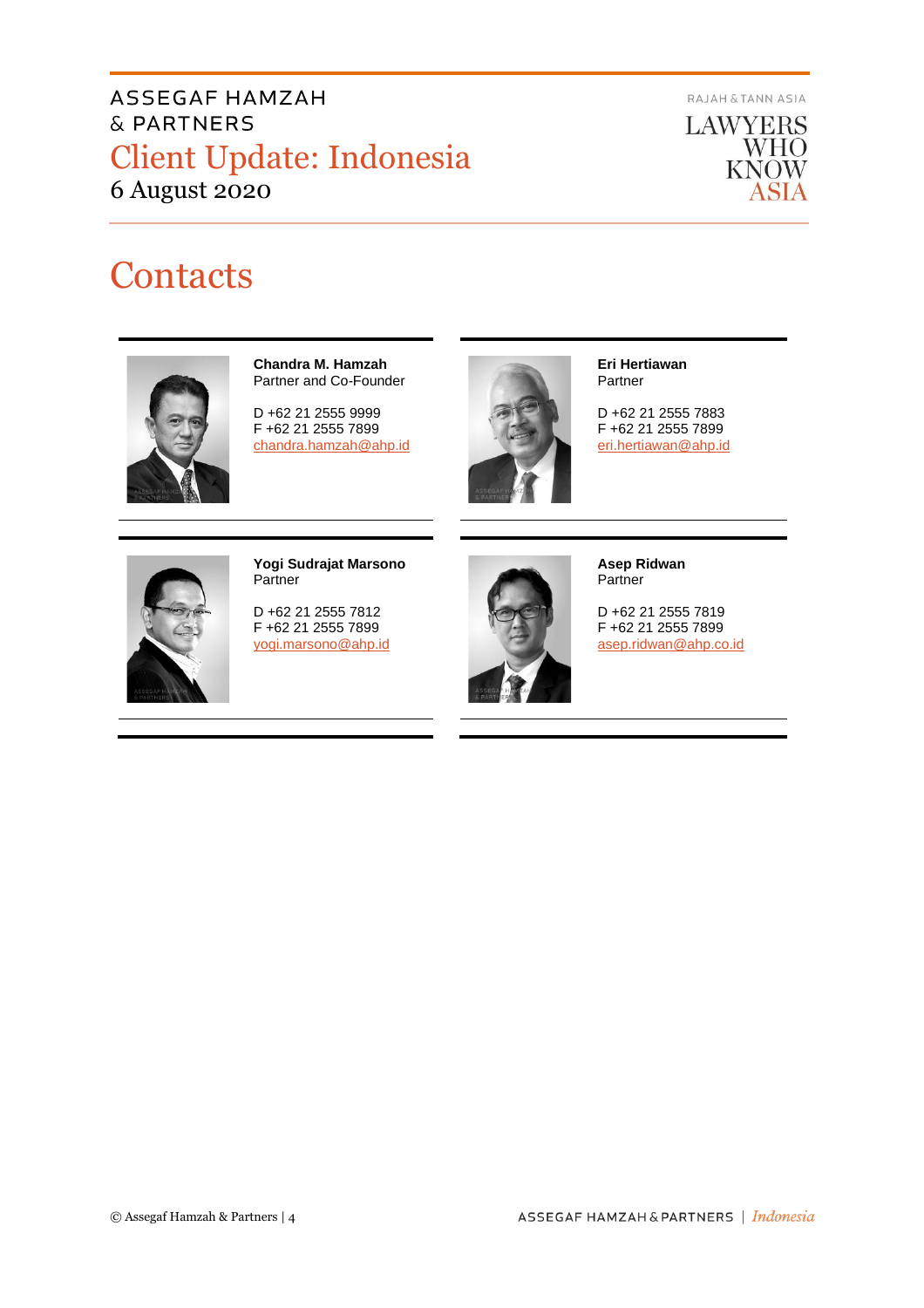# Contacts

**Chandra M. Hamzah**
Partner and Co-Founder

D +62 21 2555 9999
F +62 21 2555 7899
chandra.hamzah@ahp.id

**Eri Hertiawan**
Partner

D +62 21 2555 7883
F +62 21 2555 7899
eri.hertiawan@ahp.id

**Yogi Sudrajat Marsono**
Partner

D +62 21 2555 7812
F +62 21 2555 7899
yogi.marsono@ahp.id

**Asep Ridwan**
Partner

D +62 21 2555 7819
F +62 21 2555 7899
asep.ridwan@ahp.co.id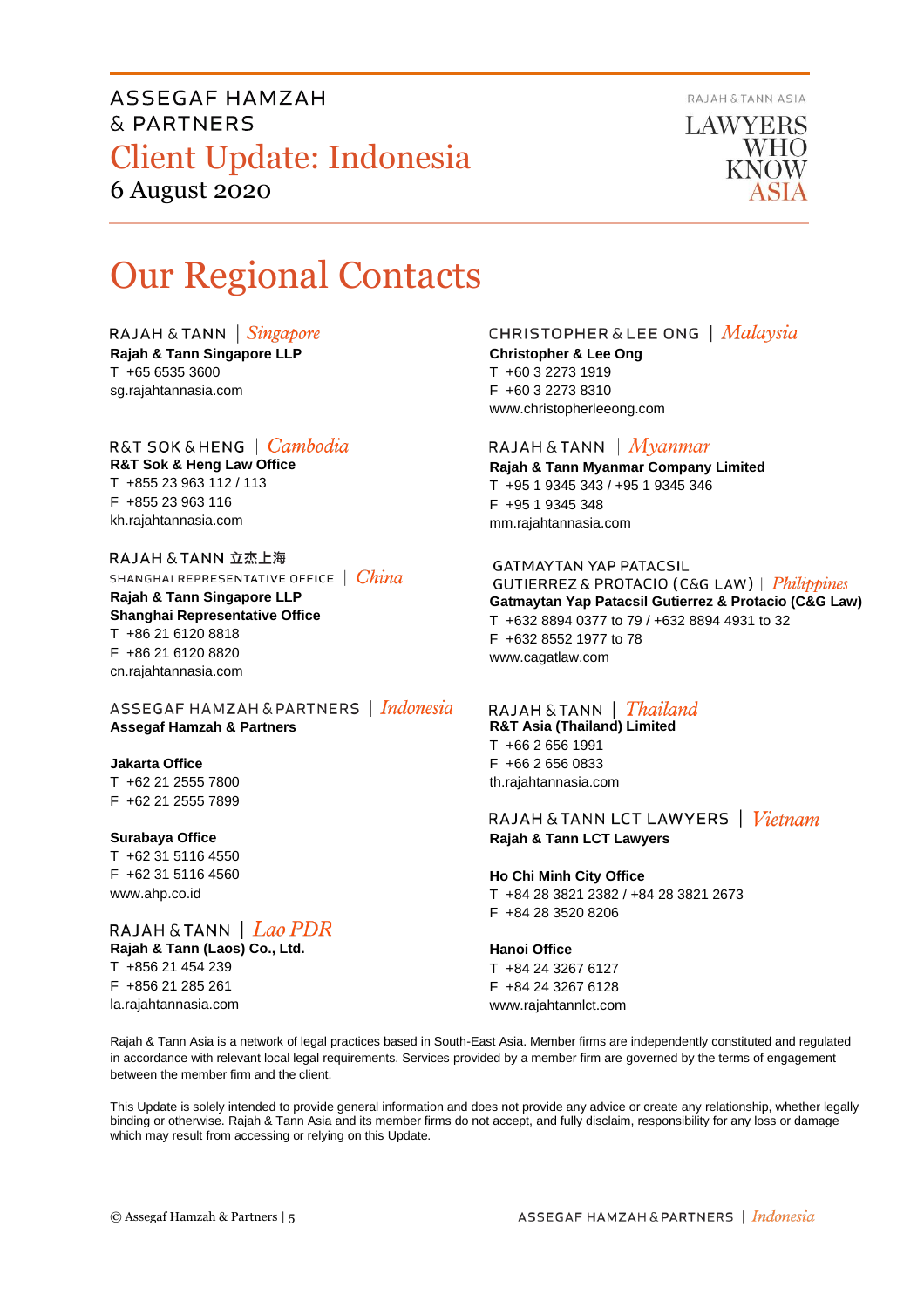# Our Regional Contacts

**RAJAH & TANN | *Singapore***
**Rajah & Tann Singapore LLP**
T +65 6535 3600
sg.rajahtannasia.com

**R&T SOK & HENG | *Cambodia***
**R&T Sok & Heng Law Office**
T +855 23 963 112 / 113
F +855 23 963 116
kh.rajahtannasia.com

**RAJAH & TANN 立杰上海**
**SHANGHAI REPRESENTATIVE OFFICE | *China***
**Rajah & Tann Singapore LLP**
**Shanghai Representative Office**
T +86 21 6120 8818
F +86 21 6120 8820
cn.rajahtannasia.com

**ASSEGAF HAMZAH & PARTNERS | *Indonesia***
**Assegaf Hamzah & Partners**

**Jakarta Office**
T +62 21 2555 7800
F +62 21 2555 7899

**Surabaya Office**
T +62 31 5116 4550
F +62 31 5116 4560
www.ahp.co.id

**RAJAH & TANN | *Lao PDR***
**Rajah & Tann (Laos) Co., Ltd.**
T +856 21 454 239
F +856 21 285 261
la.rajahtannasia.com

**CHRISTOPHER & LEE ONG | *Malaysia***
**Christopher & Lee Ong**
T +60 3 2273 1919
F +60 3 2273 8310
www.christopherleeong.com

**RAJAH & TANN | *Myanmar***
**Rajah & Tann Myanmar Company Limited**
T +95 1 9345 343 / +95 1 9345 346
F +95 1 9345 348
mm.rajahtannasia.com

**GATMAYTAN YAP PATACSIL GUTIERREZ & PROTACIO (C&G LAW) | *Philippines***
**Gatmaytan Yap Patacsil Gutierrez & Protacio (C&G Law)**
T +632 8894 0377 to 79 / +632 8894 4931 to 32
F +632 8552 1977 to 78
www.cagatlaw.com

**RAJAH & TANN | *Thailand***
**R&T Asia (Thailand) Limited**
T +66 2 656 1991
F +66 2 656 0833
th.rajahtannasia.com

**RAJAH & TANN LCT LAWYERS | *Vietnam***
**Rajah & Tann LCT Lawyers**

**Ho Chi Minh City Office**
T +84 28 3821 2382 / +84 28 3821 2673
F +84 28 3520 8206

**Hanoi Office**
T +84 24 3267 6127
F +84 24 3267 6128
www.rajahtannlct.com

Rajah & Tann Asia is a network of legal practices based in South-East Asia. Member firms are independently constituted and regulated in accordance with relevant local legal requirements. Services provided by a member firm are governed by the terms of engagement between the member firm and the client.

This Update is solely intended to provide general information and does not provide any advice or create any relationship, whether legally binding or otherwise. Rajah & Tann Asia and its member firms do not accept, and fully disclaim, responsibility for any loss or damage which may result from accessing or relying on this Update.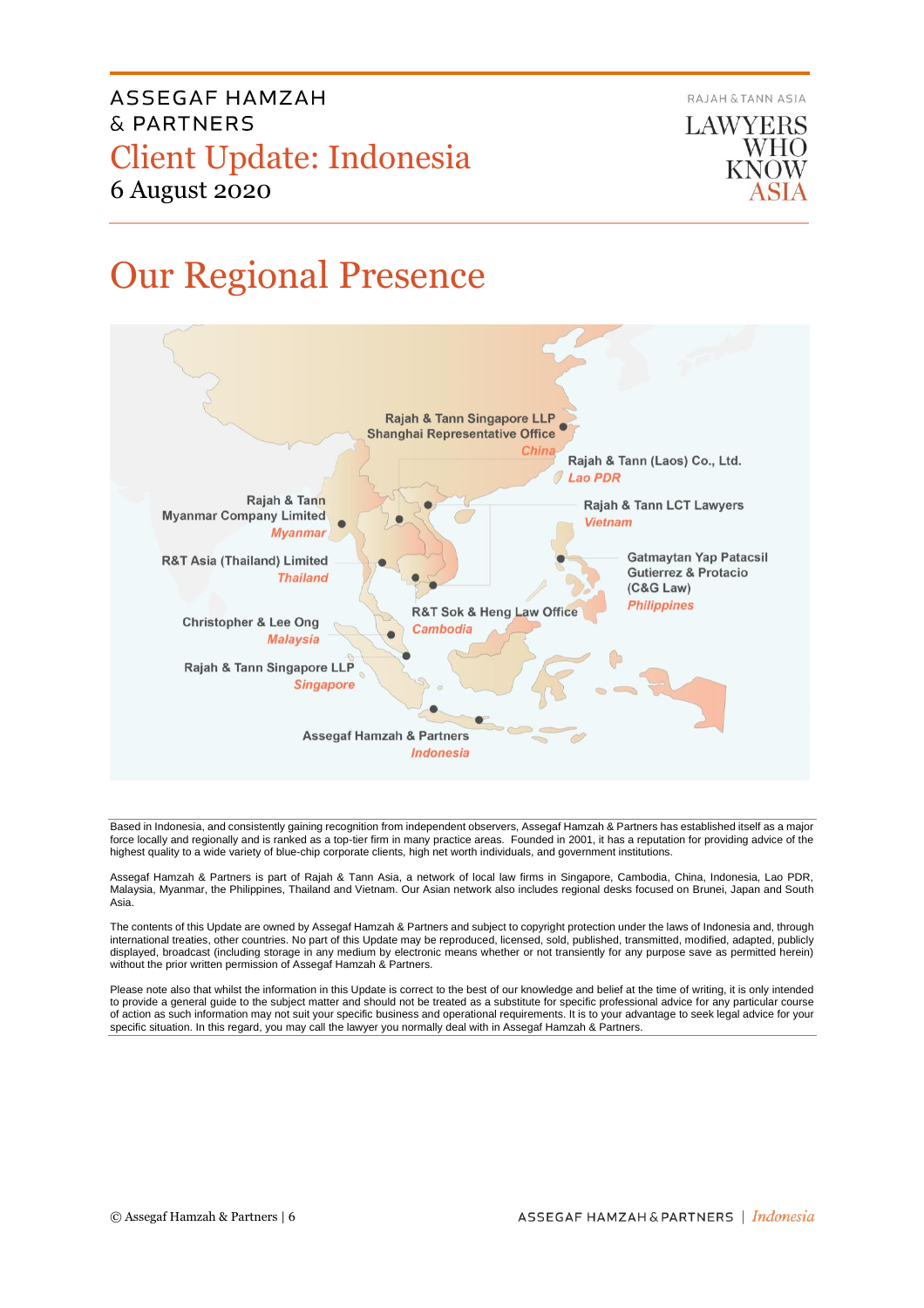ASSEGAF HAMZAH & PARTNERS

Client Update: Indonesia

6 August 2020

RAJAH & TANN ASIA

LAWYERS WHO KNOW ASIA

# Our Regional Presence

Rajah & Tann Singapore LLP
Shanghai Representative Office
*China*

Rajah & Tann (Laos) Co., Ltd.
*Lao PDR*

Rajah & Tann Myanmar Company Limited
*Myanmar*

Rajah & Tann LCT Lawyers
*Vietnam*

R&T Asia (Thailand) Limited
*Thailand*

Gatmaytan Yap Patacsil Gutierrez & Protacio (C&G Law)
*Philippines*

R&T Sok & Heng Law Office
*Cambodia*

Christopher & Lee Ong
*Malaysia*

Rajah & Tann Singapore LLP
*Singapore*

Assegaf Hamzah & Partners
*Indonesia*

Based in Indonesia, and consistently gaining recognition from independent observers, Assegaf Hamzah & Partners has established itself as a major force locally and regionally and is ranked as a top-tier firm in many practice areas. Founded in 2001, it has a reputation for providing advice of the highest quality to a wide variety of blue-chip corporate clients, high net worth individuals, and government institutions.

Assegaf Hamzah & Partners is part of Rajah & Tann Asia, a network of local law firms in Singapore, Cambodia, China, Indonesia, Lao PDR, Malaysia, Myanmar, the Philippines, Thailand and Vietnam. Our Asian network also includes regional desks focused on Brunei, Japan and South Asia.

The contents of this Update are owned by Assegaf Hamzah & Partners and subject to copyright protection under the laws of Indonesia and, through international treaties, other countries. No part of this Update may be reproduced, licensed, sold, published, transmitted, modified, adapted, publicly displayed, broadcast (including storage in any medium by electronic means whether or not transiently for any purpose save as permitted herein) without the prior written permission of Assegaf Hamzah & Partners.

Please note also that whilst the information in this Update is correct to the best of our knowledge and belief at the time of writing, it is only intended to provide a general guide to the subject matter and should not be treated as a substitute for specific professional advice for any particular course of action as such information may not suit your specific business and operational requirements. It is to your advantage to seek legal advice for your specific situation. In this regard, you may call the lawyer you normally deal with in Assegaf Hamzah & Partners.